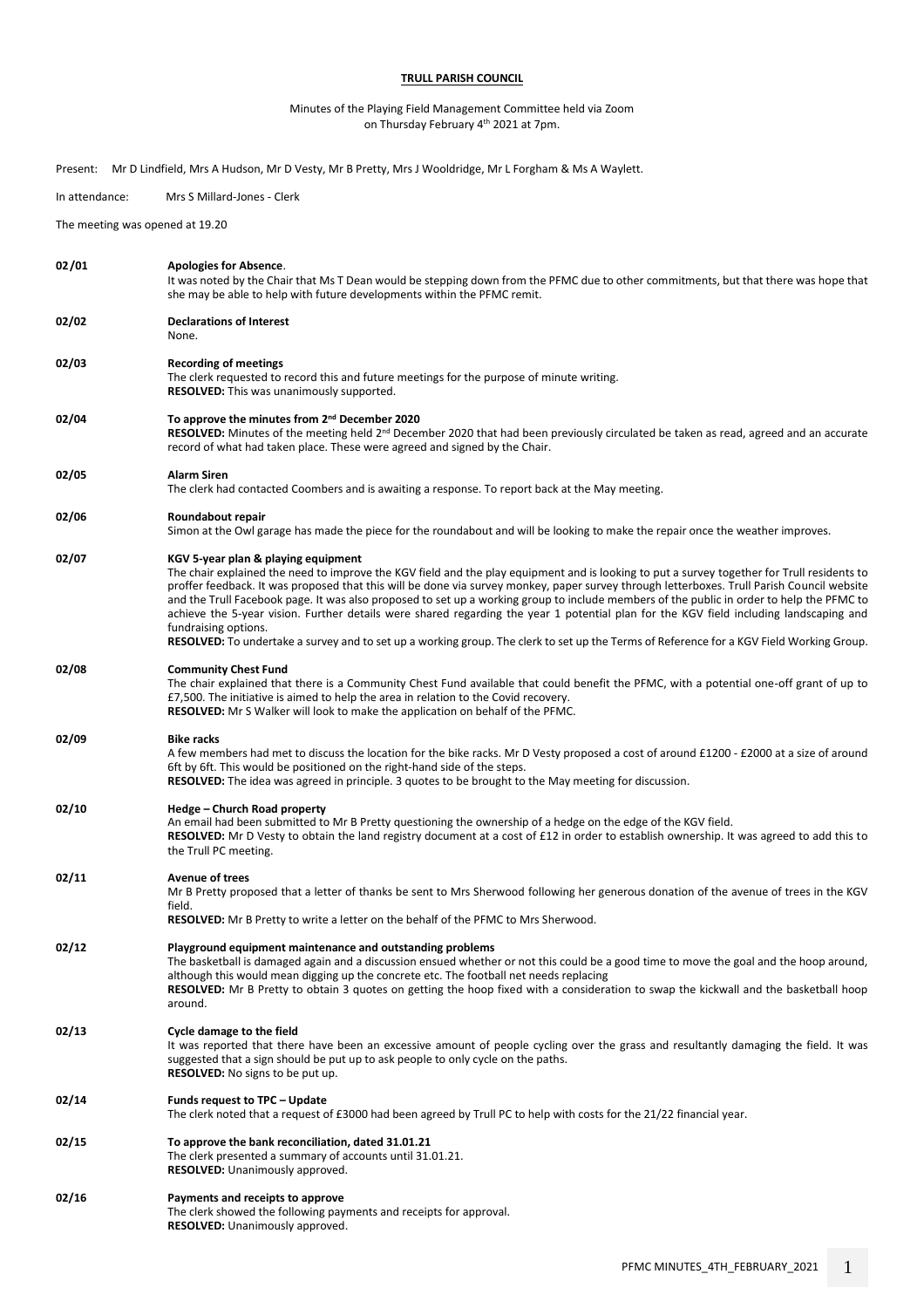# TRULL PARISH COUNCIL

Minutes of the Playing Field Management Committee held via Zoom on Thursday February 4th 2021 at 7pm.

Present: Mr D Lindfield, Mrs A Hudson, Mr D Vesty, Mr B Pretty, Mrs J Wooldridge, Mr L Forgham & Ms A Waylett.

In attendance: Mrs S Millard-Jones - Clerk

The meeting was opened at 19.20

**02/01 Apologies for Absence**.
It was noted by the Chair that Ms T Dean would be stepping down from the PFMC due to other commitments, but that there was hope that she may be able to help with future developments within the PFMC remit.

**02/02 Declarations of Interest**
None.

**02/03 Recording of meetings**
The clerk requested to record this and future meetings for the purpose of minute writing.
**RESOLVED:** This was unanimously supported.

**02/04 To approve the minutes from 2nd December 2020**
**RESOLVED:** Minutes of the meeting held 2nd December 2020 that had been previously circulated be taken as read, agreed and an accurate record of what had taken place. These were agreed and signed by the Chair.

**02/05 Alarm Siren**
The clerk had contacted Coombers and is awaiting a response. To report back at the May meeting.

**02/06 Roundabout repair**
Simon at the Owl garage has made the piece for the roundabout and will be looking to make the repair once the weather improves.

**02/07 KGV 5-year plan & playing equipment**
The chair explained the need to improve the KGV field and the play equipment and is looking to put a survey together for Trull residents to proffer feedback. It was proposed that this will be done via survey monkey, paper survey through letterboxes. Trull Parish Council website and the Trull Facebook page. It was also proposed to set up a working group to include members of the public in order to help the PFMC to achieve the 5-year vision. Further details were shared regarding the year 1 potential plan for the KGV field including landscaping and fundraising options.
**RESOLVED:** To undertake a survey and to set up a working group. The clerk to set up the Terms of Reference for a KGV Field Working Group.

**02/08 Community Chest Fund**
The chair explained that there is a Community Chest Fund available that could benefit the PFMC, with a potential one-off grant of up to £7,500. The initiative is aimed to help the area in relation to the Covid recovery.
**RESOLVED:** Mr S Walker will look to make the application on behalf of the PFMC.

**02/09 Bike racks**
A few members had met to discuss the location for the bike racks. Mr D Vesty proposed a cost of around £1200 - £2000 at a size of around 6ft by 6ft. This would be positioned on the right-hand side of the steps.
**RESOLVED:** The idea was agreed in principle. 3 quotes to be brought to the May meeting for discussion.

**02/10 Hedge – Church Road property**
An email had been submitted to Mr B Pretty questioning the ownership of a hedge on the edge of the KGV field.
**RESOLVED:** Mr D Vesty to obtain the land registry document at a cost of £12 in order to establish ownership. It was agreed to add this to the Trull PC meeting.

**02/11 Avenue of trees**
Mr B Pretty proposed that a letter of thanks be sent to Mrs Sherwood following her generous donation of the avenue of trees in the KGV field.
**RESOLVED:** Mr B Pretty to write a letter on the behalf of the PFMC to Mrs Sherwood.

**02/12 Playground equipment maintenance and outstanding problems**
The basketball is damaged again and a discussion ensued whether or not this could be a good time to move the goal and the hoop around, although this would mean digging up the concrete etc. The football net needs replacing
**RESOLVED:** Mr B Pretty to obtain 3 quotes on getting the hoop fixed with a consideration to swap the kickwall and the basketball hoop around.

**02/13 Cycle damage to the field**
It was reported that there have been an excessive amount of people cycling over the grass and resultantly damaging the field. It was suggested that a sign should be put up to ask people to only cycle on the paths.
**RESOLVED:** No signs to be put up.

**02/14 Funds request to TPC – Update**
The clerk noted that a request of £3000 had been agreed by Trull PC to help with costs for the 21/22 financial year.

**02/15 To approve the bank reconciliation, dated 31.01.21**
The clerk presented a summary of accounts until 31.01.21.
**RESOLVED:** Unanimously approved.

**02/16 Payments and receipts to approve**
The clerk showed the following payments and receipts for approval.
**RESOLVED:** Unanimously approved.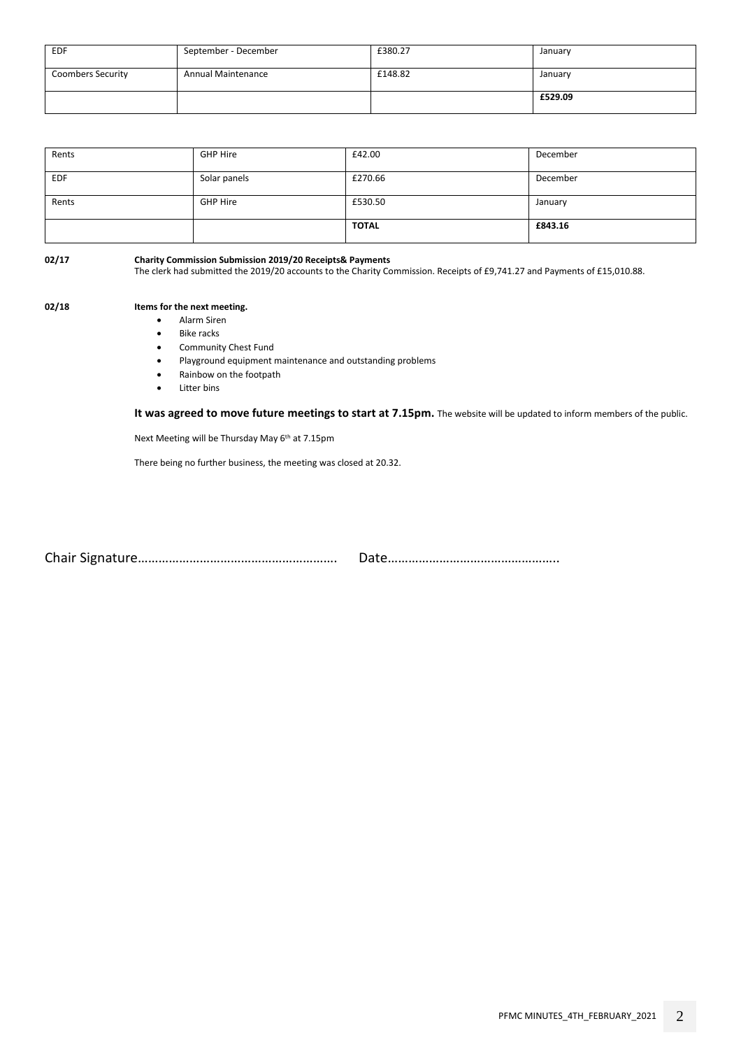| | | | |
|---|---|---|---|
| EDF | September - December | £380.27 | January |
| Coombers Security | Annual Maintenance | £148.82 | January |
| | | | **£529.09** |

| | | | |
|---|---|---|---|
| Rents | GHP Hire | £42.00 | December |
| EDF | Solar panels | £270.66 | December |
| Rents | GHP Hire | £530.50 | January |
| | | **TOTAL** | **£843.16** |

**02/17** **Charity Commission Submission 2019/20 Receipts& Payments**

The clerk had submitted the 2019/20 accounts to the Charity Commission. Receipts of £9,741.27 and Payments of £15,010.88.

**02/18** **Items for the next meeting.**

- Alarm Siren
- Bike racks
- Community Chest Fund
- Playground equipment maintenance and outstanding problems
- Rainbow on the footpath
- Litter bins

**It was agreed to move future meetings to start at 7.15pm.** The website will be updated to inform members of the public.

Next Meeting will be Thursday May 6th at 7.15pm

There being no further business, the meeting was closed at 20.32.

Chair Signature………………………………………………… Date…………………………………………..